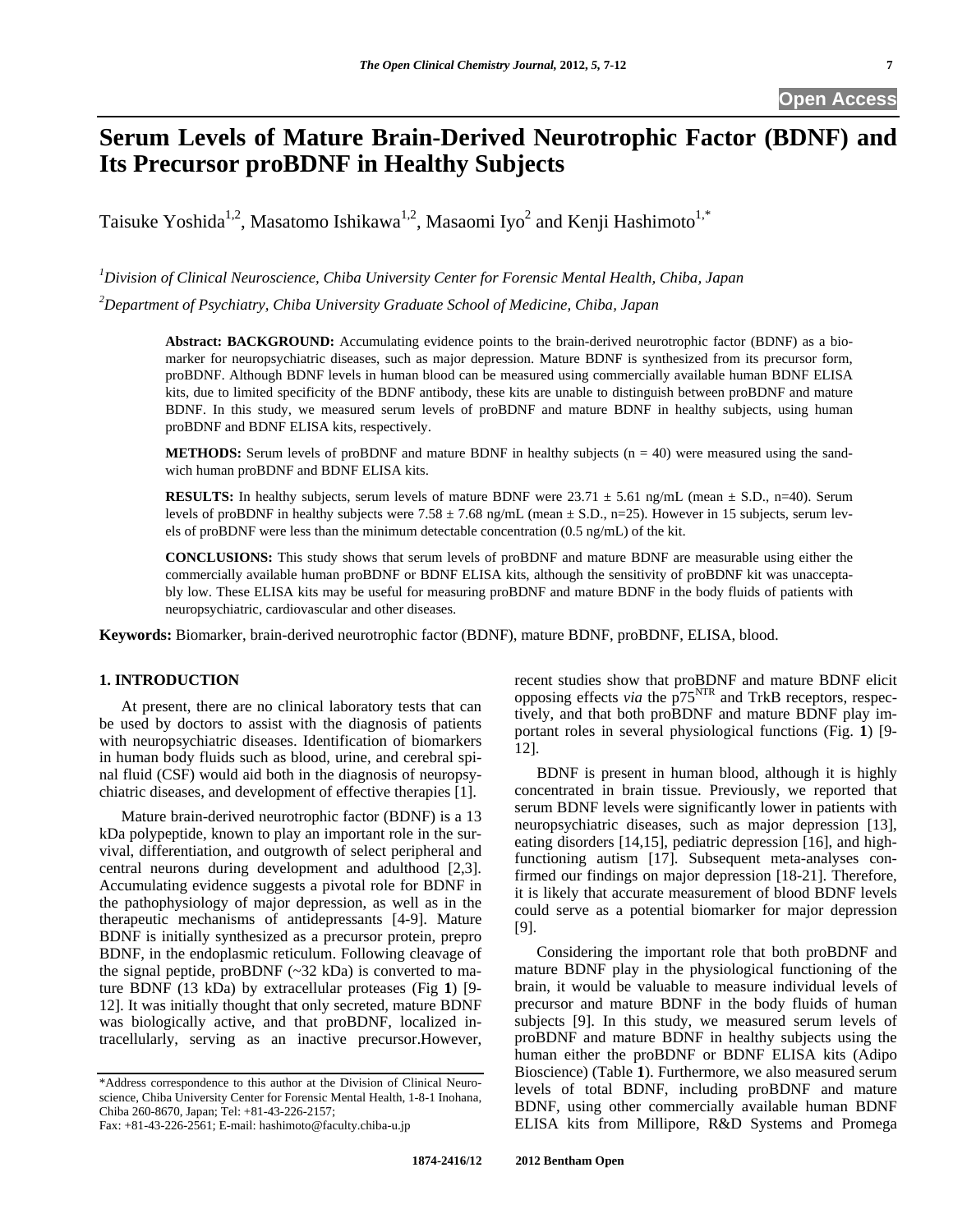Open Access

# Serum Levels of Mature Brain-Derived Neurotrophic Factor (BDNF) and Its Precursor proBDNF in Healthy Subjects

Taisuke Yoshida[1,2], Masatomo Ishikawa[1,2], Masaomi Iyo[2] and Kenji Hashimoto[1,*]

[1]*Division of Clinical Neuroscience, Chiba University Center for Forensic Mental Health, Chiba, Japan*

[2]*Department of Psychiatry, Chiba University Graduate School of Medicine, Chiba, Japan*

**Abstract: BACKGROUND:** Accumulating evidence points to the brain-derived neurotrophic factor (BDNF) as a biomarker for neuropsychiatric diseases, such as major depression. Mature BDNF is synthesized from its precursor form, proBDNF. Although BDNF levels in human blood can be measured using commercially available human BDNF ELISA kits, due to limited specificity of the BDNF antibody, these kits are unable to distinguish between proBDNF and mature BDNF. In this study, we measured serum levels of proBDNF and mature BDNF in healthy subjects, using human proBDNF and BDNF ELISA kits, respectively.

**METHODS:** Serum levels of proBDNF and mature BDNF in healthy subjects (n = 40) were measured using the sandwich human proBDNF and BDNF ELISA kits.

**RESULTS:** In healthy subjects, serum levels of mature BDNF were 23.71 ± 5.61 ng/mL (mean ± S.D., n=40). Serum levels of proBDNF in healthy subjects were 7.58 ± 7.68 ng/mL (mean ± S.D., n=25). However in 15 subjects, serum levels of proBDNF were less than the minimum detectable concentration (0.5 ng/mL) of the kit.

**CONCLUSIONS:** This study shows that serum levels of proBDNF and mature BDNF are measurable using either the commercially available human proBDNF or BDNF ELISA kits, although the sensitivity of proBDNF kit was unacceptably low. These ELISA kits may be useful for measuring proBDNF and mature BDNF in the body fluids of patients with neuropsychiatric, cardiovascular and other diseases.

**Keywords:** Biomarker, brain-derived neurotrophic factor (BDNF), mature BDNF, proBDNF, ELISA, blood.

## 1. INTRODUCTION

At present, there are no clinical laboratory tests that can be used by doctors to assist with the diagnosis of patients with neuropsychiatric diseases. Identification of biomarkers in human body fluids such as blood, urine, and cerebral spinal fluid (CSF) would aid both in the diagnosis of neuropsychiatric diseases, and development of effective therapies [1].

Mature brain-derived neurotrophic factor (BDNF) is a 13 kDa polypeptide, known to play an important role in the survival, differentiation, and outgrowth of select peripheral and central neurons during development and adulthood [2,3]. Accumulating evidence suggests a pivotal role for BDNF in the pathophysiology of major depression, as well as in the therapeutic mechanisms of antidepressants [4-9]. Mature BDNF is initially synthesized as a precursor protein, prepro BDNF, in the endoplasmic reticulum. Following cleavage of the signal peptide, proBDNF (~32 kDa) is converted to mature BDNF (13 kDa) by extracellular proteases (Fig **1**) [9-12]. It was initially thought that only secreted, mature BDNF was biologically active, and that proBDNF, localized intracellularly, serving as an inactive precursor.However, recent studies show that proBDNF and mature BDNF elicit opposing effects *via* the $p75^{NTR}$ and TrkB receptors, respectively, and that both proBDNF and mature BDNF play important roles in several physiological functions (Fig. **1**) [9-12].

BDNF is present in human blood, although it is highly concentrated in brain tissue. Previously, we reported that serum BDNF levels were significantly lower in patients with neuropsychiatric diseases, such as major depression [13], eating disorders [14,15], pediatric depression [16], and high-functioning autism [17]. Subsequent meta-analyses confirmed our findings on major depression [18-21]. Therefore, it is likely that accurate measurement of blood BDNF levels could serve as a potential biomarker for major depression [9].

Considering the important role that both proBDNF and mature BDNF play in the physiological functioning of the brain, it would be valuable to measure individual levels of precursor and mature BDNF in the body fluids of human subjects [9]. In this study, we measured serum levels of proBDNF and mature BDNF in healthy subjects using the human either the proBDNF or BDNF ELISA kits (Adipo Bioscience) (Table **1**). Furthermore, we also measured serum levels of total BDNF, including proBDNF and mature BDNF, using other commercially available human BDNF ELISA kits from Millipore, R&D Systems and Promega

*Address correspondence to this author at the Division of Clinical Neuroscience, Chiba University Center for Forensic Mental Health, 1-8-1 Inohana, Chiba 260-8670, Japan; Tel: +81-43-226-2157; Fax: +81-43-226-2561; E-mail: hashimoto@faculty.chiba-u.jp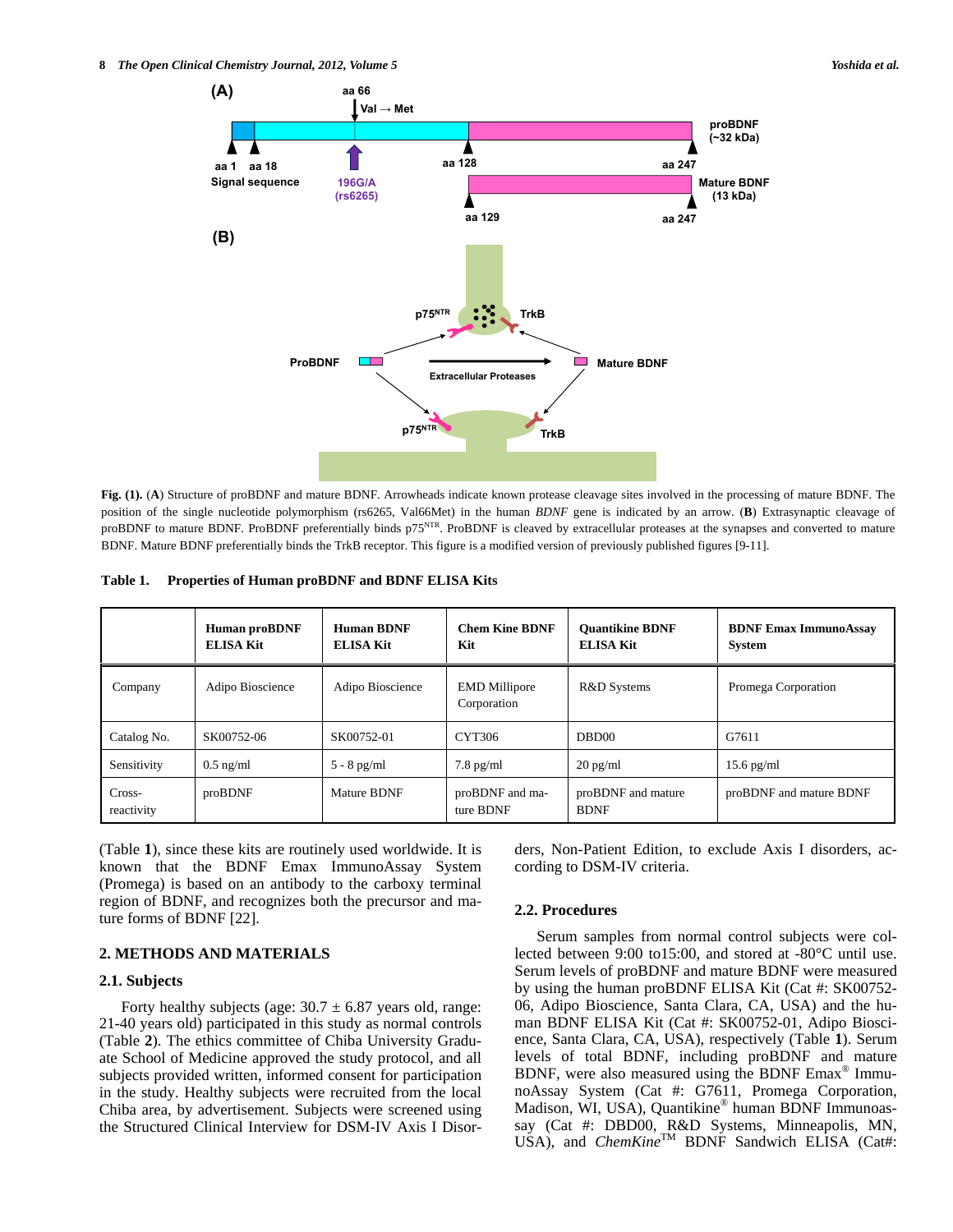**Fig. (1).** (**A**) Structure of proBDNF and mature BDNF. Arrowheads indicate known protease cleavage sites involved in the processing of mature BDNF. The position of the single nucleotide polymorphism (rs6265, Val66Met) in the human *BDNF* gene is indicated by an arrow. (**B**) Extrasynaptic cleavage of proBDNF to mature BDNF. ProBDNF preferentially binds p75[NTR]. ProBDNF is cleaved by extracellular proteases at the synapses and converted to mature BDNF. Mature BDNF preferentially binds the TrkB receptor. This figure is a modified version of previously published figures [9-11].

**Table 1. Properties of Human proBDNF and BDNF ELISA Kits**

| | Human proBDNF ELISA Kit | Human BDNF ELISA Kit | Chem Kine BDNF Kit | Quantikine BDNF ELISA Kit | BDNF Emax ImmunoAssay System |
|---|---|---|---|---|---|
| Company | Adipo Bioscience | Adipo Bioscience | EMD Millipore Corporation | R&D Systems | Promega Corporation |
| Catalog No. | SK00752-06 | SK00752-01 | CYT306 | DBD00 | G7611 |
| Sensitivity | 0.5 ng/ml | 5 - 8 pg/ml | 7.8 pg/ml | 20 pg/ml | 15.6 pg/ml |
| Cross-reactivity | proBDNF | Mature BDNF | proBDNF and mature BDNF | proBDNF and mature BDNF | proBDNF and mature BDNF |

(Table **1**), since these kits are routinely used worldwide. It is known that the BDNF Emax ImmunoAssay System (Promega) is based on an antibody to the carboxy terminal region of BDNF, and recognizes both the precursor and mature forms of BDNF [22].

## 2. METHODS AND MATERIALS

### 2.1. Subjects

Forty healthy subjects (age: 30.7 ± 6.87 years old, range: 21-40 years old) participated in this study as normal controls (Table **2**). The ethics committee of Chiba University Graduate School of Medicine approved the study protocol, and all subjects provided written, informed consent for participation in the study. Healthy subjects were recruited from the local Chiba area, by advertisement. Subjects were screened using the Structured Clinical Interview for DSM-IV Axis I Disorders, Non-Patient Edition, to exclude Axis I disorders, according to DSM-IV criteria.

### 2.2. Procedures

Serum samples from normal control subjects were collected between 9:00 to15:00, and stored at -80°C until use. Serum levels of proBDNF and mature BDNF were measured by using the human proBDNF ELISA Kit (Cat #: SK00752-06, Adipo Bioscience, Santa Clara, CA, USA) and the human BDNF ELISA Kit (Cat #: SK00752-01, Adipo Bioscience, Santa Clara, CA, USA), respectively (Table **1**). Serum levels of total BDNF, including proBDNF and mature BDNF, were also measured using the BDNF Emax® ImmunoAssay System (Cat #: G7611, Promega Corporation, Madison, WI, USA), Quantikine® human BDNF Immunoassay (Cat #: DBD00, R&D Systems, Minneapolis, MN, USA), and *ChemKine*™ BDNF Sandwich ELISA (Cat#: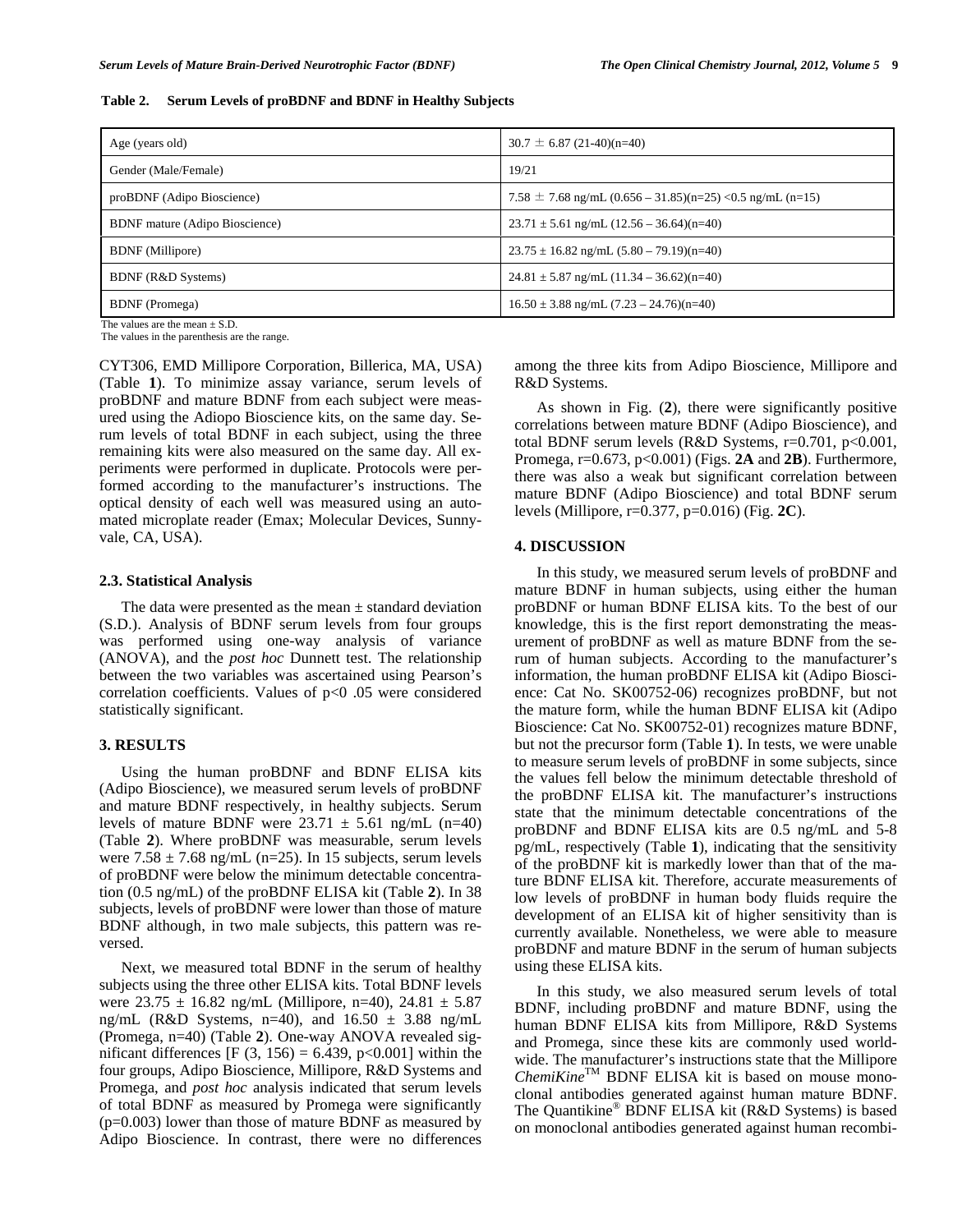**Table 2. Serum Levels of proBDNF and BDNF in Healthy Subjects**

| | |
|---|---|
| Age (years old) | 30.7 ± 6.87 (21-40)(n=40) |
| Gender (Male/Female) | 19/21 |
| proBDNF (Adipo Bioscience) | 7.58 ± 7.68 ng/mL (0.656 – 31.85)(n=25) <0.5 ng/mL (n=15) |
| BDNF mature (Adipo Bioscience) | 23.71 ± 5.61 ng/mL (12.56 – 36.64)(n=40) |
| BDNF (Millipore) | 23.75 ± 16.82 ng/mL (5.80 – 79.19)(n=40) |
| BDNF (R&D Systems) | 24.81 ± 5.87 ng/mL (11.34 – 36.62)(n=40) |
| BDNF (Promega) | 16.50 ± 3.88 ng/mL (7.23 – 24.76)(n=40) |

The values are the mean ± S.D.
The values in the parenthesis are the range.

CYT306, EMD Millipore Corporation, Billerica, MA, USA) (Table **1**). To minimize assay variance, serum levels of proBDNF and mature BDNF from each subject were measured using the Adiopo Bioscience kits, on the same day. Serum levels of total BDNF in each subject, using the three remaining kits were also measured on the same day. All experiments were performed in duplicate. Protocols were performed according to the manufacturer's instructions. The optical density of each well was measured using an automated microplate reader (Emax; Molecular Devices, Sunnyvale, CA, USA).

### 2.3. Statistical Analysis

The data were presented as the mean ± standard deviation (S.D.). Analysis of BDNF serum levels from four groups was performed using one-way analysis of variance (ANOVA), and the *post hoc* Dunnett test. The relationship between the two variables was ascertained using Pearson's correlation coefficients. Values of $p<0.05$ were considered statistically significant.

## 3. RESULTS

Using the human proBDNF and BDNF ELISA kits (Adipo Bioscience), we measured serum levels of proBDNF and mature BDNF respectively, in healthy subjects. Serum levels of mature BDNF were 23.71 ± 5.61 ng/mL (n=40) (Table **2**). Where proBDNF was measurable, serum levels were 7.58 ± 7.68 ng/mL (n=25). In 15 subjects, serum levels of proBDNF were below the minimum detectable concentration (0.5 ng/mL) of the proBDNF ELISA kit (Table **2**). In 38 subjects, levels of proBDNF were lower than those of mature BDNF although, in two male subjects, this pattern was reversed.

Next, we measured total BDNF in the serum of healthy subjects using the three other ELISA kits. Total BDNF levels were 23.75 ± 16.82 ng/mL (Millipore, n=40), 24.81 ± 5.87 ng/mL (R&D Systems, n=40), and 16.50 ± 3.88 ng/mL (Promega, n=40) (Table **2**). One-way ANOVA revealed significant differences [$F(3, 156) = 6.439$, $p<0.001$] within the four groups, Adipo Bioscience, Millipore, R&D Systems and Promega, and *post hoc* analysis indicated that serum levels of total BDNF as measured by Promega were significantly ($p=0.003$) lower than those of mature BDNF as measured by Adipo Bioscience. In contrast, there were no differences among the three kits from Adipo Bioscience, Millipore and R&D Systems.

As shown in Fig. (**2**), there were significantly positive correlations between mature BDNF (Adipo Bioscience), and total BDNF serum levels (R&D Systems, $r=0.701$, $p<0.001$, Promega, $r=0.673$, $p<0.001$) (Figs. **2A** and **2B**). Furthermore, there was also a weak but significant correlation between mature BDNF (Adipo Bioscience) and total BDNF serum levels (Millipore, $r=0.377$, $p=0.016$) (Fig. **2C**).

## 4. DISCUSSION

In this study, we measured serum levels of proBDNF and mature BDNF in human subjects, using either the human proBDNF or human BDNF ELISA kits. To the best of our knowledge, this is the first report demonstrating the measurement of proBDNF as well as mature BDNF from the serum of human subjects. According to the manufacturer's information, the human proBDNF ELISA kit (Adipo Bioscience: Cat No. SK00752-06) recognizes proBDNF, but not the mature form, while the human BDNF ELISA kit (Adipo Bioscience: Cat No. SK00752-01) recognizes mature BDNF, but not the precursor form (Table **1**). In tests, we were unable to measure serum levels of proBDNF in some subjects, since the values fell below the minimum detectable threshold of the proBDNF ELISA kit. The manufacturer's instructions state that the minimum detectable concentrations of the proBDNF and BDNF ELISA kits are 0.5 ng/mL and 5-8 pg/mL, respectively (Table **1**), indicating that the sensitivity of the proBDNF kit is markedly lower than that of the mature BDNF ELISA kit. Therefore, accurate measurements of low levels of proBDNF in human body fluids require the development of an ELISA kit of higher sensitivity than is currently available. Nonetheless, we were able to measure proBDNF and mature BDNF in the serum of human subjects using these ELISA kits.

In this study, we also measured serum levels of total BDNF, including proBDNF and mature BDNF, using the human BDNF ELISA kits from Millipore, R&D Systems and Promega, since these kits are commonly used worldwide. The manufacturer's instructions state that the Millipore *ChemiKine*™ BDNF ELISA kit is based on mouse monoclonal antibodies generated against human mature BDNF. The Quantikine® BDNF ELISA kit (R&D Systems) is based on monoclonal antibodies generated against human recombi-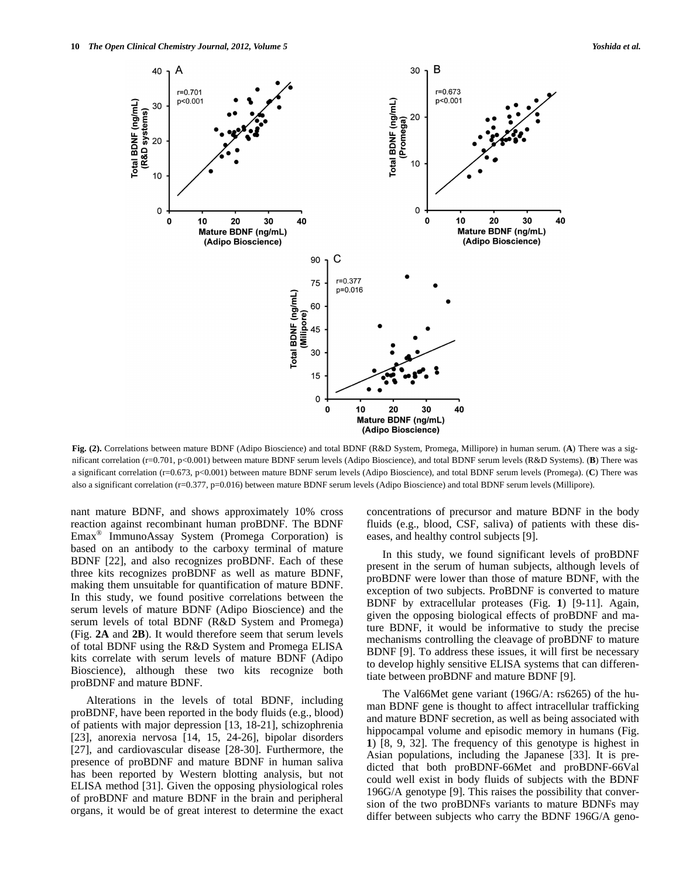Fig. (2). Correlations between mature BDNF (Adipo Bioscience) and total BDNF (R&D System, Promega, Millipore) in human serum. (**A**) There was a significant correlation (r=0.701, p<0.001) between mature BDNF serum levels (Adipo Bioscience), and total BDNF serum levels (R&D Systems). (**B**) There was a significant correlation (r=0.673, p<0.001) between mature BDNF serum levels (Adipo Bioscience), and total BDNF serum levels (Promega). (**C**) There was also a significant correlation (r=0.377, p=0.016) between mature BDNF serum levels (Adipo Bioscience) and total BDNF serum levels (Millipore).

nant mature BDNF, and shows approximately 10% cross reaction against recombinant human proBDNF. The BDNF Emax® ImmunoAssay System (Promega Corporation) is based on an antibody to the carboxy terminal of mature BDNF [22], and also recognizes proBDNF. Each of these three kits recognizes proBDNF as well as mature BDNF, making them unsuitable for quantification of mature BDNF. In this study, we found positive correlations between the serum levels of mature BDNF (Adipo Bioscience) and the serum levels of total BDNF (R&D System and Promega) (Fig. **2A** and **2B**). It would therefore seem that serum levels of total BDNF using the R&D System and Promega ELISA kits correlate with serum levels of mature BDNF (Adipo Bioscience), although these two kits recognize both proBDNF and mature BDNF.

Alterations in the levels of total BDNF, including proBDNF, have been reported in the body fluids (e.g., blood) of patients with major depression [13, 18-21], schizophrenia [23], anorexia nervosa [14, 15, 24-26], bipolar disorders [27], and cardiovascular disease [28-30]. Furthermore, the presence of proBDNF and mature BDNF in human saliva has been reported by Western blotting analysis, but not ELISA method [31]. Given the opposing physiological roles of proBDNF and mature BDNF in the brain and peripheral organs, it would be of great interest to determine the exact concentrations of precursor and mature BDNF in the body fluids (e.g., blood, CSF, saliva) of patients with these diseases, and healthy control subjects [9].

In this study, we found significant levels of proBDNF present in the serum of human subjects, although levels of proBDNF were lower than those of mature BDNF, with the exception of two subjects. ProBDNF is converted to mature BDNF by extracellular proteases (Fig. **1**) [9-11]. Again, given the opposing biological effects of proBDNF and mature BDNF, it would be informative to study the precise mechanisms controlling the cleavage of proBDNF to mature BDNF [9]. To address these issues, it will first be necessary to develop highly sensitive ELISA systems that can differentiate between proBDNF and mature BDNF [9].

The Val66Met gene variant (196G/A: rs6265) of the human BDNF gene is thought to affect intracellular trafficking and mature BDNF secretion, as well as being associated with hippocampal volume and episodic memory in humans (Fig. **1**) [8, 9, 32]. The frequency of this genotype is highest in Asian populations, including the Japanese [33]. It is predicted that both proBDNF-66Met and proBDNF-66Val could well exist in body fluids of subjects with the BDNF 196G/A genotype [9]. This raises the possibility that conversion of the two proBDNFs variants to mature BDNFs may differ between subjects who carry the BDNF 196G/A geno-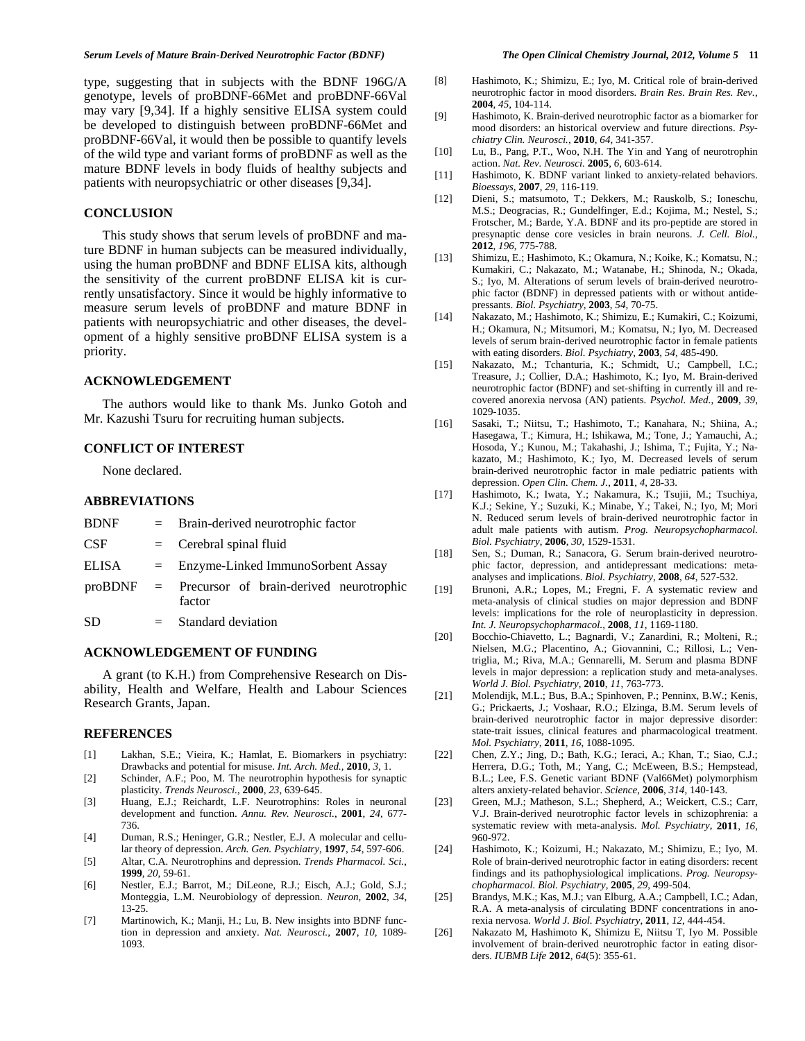type, suggesting that in subjects with the BDNF 196G/A genotype, levels of proBDNF-66Met and proBDNF-66Val may vary [9,34]. If a highly sensitive ELISA system could be developed to distinguish between proBDNF-66Met and proBDNF-66Val, it would then be possible to quantify levels of the wild type and variant forms of proBDNF as well as the mature BDNF levels in body fluids of healthy subjects and patients with neuropsychiatric or other diseases [9,34].

## CONCLUSION

This study shows that serum levels of proBDNF and mature BDNF in human subjects can be measured individually, using the human proBDNF and BDNF ELISA kits, although the sensitivity of the current proBDNF ELISA kit is currently unsatisfactory. Since it would be highly informative to measure serum levels of proBDNF and mature BDNF in patients with neuropsychiatric and other diseases, the development of a highly sensitive proBDNF ELISA system is a priority.

## ACKNOWLEDGEMENT

The authors would like to thank Ms. Junko Gotoh and Mr. Kazushi Tsuru for recruiting human subjects.

## CONFLICT OF INTEREST

None declared.

## ABBREVIATIONS

| | | |
|---|---|---|
| BDNF | = | Brain-derived neurotrophic factor |
| CSF | = | Cerebral spinal fluid |
| ELISA | = | Enzyme-Linked ImmunoSorbent Assay |
| proBDNF | = | Precursor of brain-derived neurotrophic factor |
| SD | = | Standard deviation |

## ACKNOWLEDGEMENT OF FUNDING

A grant (to K.H.) from Comprehensive Research on Disability, Health and Welfare, Health and Labour Sciences Research Grants, Japan.

## REFERENCES

[1] Lakhan, S.E.; Vieira, K.; Hamlat, E. Biomarkers in psychiatry: Drawbacks and potential for misuse. *Int. Arch. Med.*, **2010**, *3*, 1.

[2] Schinder, A.F.; Poo, M. The neurotrophin hypothesis for synaptic plasticity. *Trends Neurosci.*, **2000**, *23*, 639-645.

[3] Huang, E.J.; Reichardt, L.F. Neurotrophins: Roles in neuronal development and function. *Annu. Rev. Neurosci.*, **2001**, *24*, 677-736.

[4] Duman, R.S.; Heninger, G.R.; Nestler, E.J. A molecular and cellular theory of depression. *Arch. Gen. Psychiatry*, **1997**, *54*, 597-606.

[5] Altar, C.A. Neurotrophins and depression. *Trends Pharmacol. Sci.*, **1999**, *20*, 59-61.

[6] Nestler, E.J.; Barrot, M.; DiLeone, R.J.; Eisch, A.J.; Gold, S.J.; Monteggia, L.M. Neurobiology of depression. *Neuron*, **2002**, *34*, 13-25.

[7] Martinowich, K.; Manji, H.; Lu, B. New insights into BDNF function in depression and anxiety. *Nat. Neurosci.*, **2007**, *10*, 1089-1093.

[8] Hashimoto, K.; Shimizu, E.; Iyo, M. Critical role of brain-derived neurotrophic factor in mood disorders. *Brain Res. Brain Res. Rev.*, **2004**, *45*, 104-114.

[9] Hashimoto, K. Brain-derived neurotrophic factor as a biomarker for mood disorders: an historical overview and future directions. *Psychiatry Clin. Neurosci.*, **2010**, *64*, 341-357.

[10] Lu, B., Pang, P.T., Woo, N.H. The Yin and Yang of neurotrophin action. *Nat. Rev. Neurosci.* **2005**, *6*, 603-614.

[11] Hashimoto, K. BDNF variant linked to anxiety-related behaviors. *Bioessays*, **2007**, *29*, 116-119.

[12] Dieni, S.; matsumoto, T.; Dekkers, M.; Rauskolb, S.; Ioneschu, M.S.; Deogracias, R.; Gundelfinger, E.d.; Kojima, M.; Nestel, S.; Frotscher, M.; Barde, Y.A. BDNF and its pro-peptide are stored in presynaptic dense core vesicles in brain neurons. *J. Cell. Biol.*, **2012**, *196*, 775-788.

[13] Shimizu, E.; Hashimoto, K.; Okamura, N.; Koike, K.; Komatsu, N.; Kumakiri, C.; Nakazato, M.; Watanabe, H.; Shinoda, N.; Okada, S.; Iyo, M. Alterations of serum levels of brain-derived neurotrophic factor (BDNF) in depressed patients with or without antidepressants. *Biol. Psychiatry*, **2003**, *54*, 70-75.

[14] Nakazato, M.; Hashimoto, K.; Shimizu, E.; Kumakiri, C.; Koizumi, H.; Okamura, N.; Mitsumori, M.; Komatsu, N.; Iyo, M. Decreased levels of serum brain-derived neurotrophic factor in female patients with eating disorders. *Biol. Psychiatry*, **2003**, *54*, 485-490.

[15] Nakazato, M.; Tchanturia, K.; Schmidt, U.; Campbell, I.C.; Treasure, J.; Collier, D.A.; Hashimoto, K.; Iyo, M. Brain-derived neurotrophic factor (BDNF) and set-shifting in currently ill and recovered anorexia nervosa (AN) patients. *Psychol. Med.*, **2009**, *39*, 1029-1035.

[16] Sasaki, T.; Niitsu, T.; Hashimoto, T.; Kanahara, N.; Shiina, A.; Hasegawa, T.; Kimura, H.; Ishikawa, M.; Tone, J.; Yamauchi, A.; Hosoda, Y.; Kunou, M.; Takahashi, J.; Ishima, T.; Fujita, Y.; Nakazato, M.; Hashimoto, K.; Iyo, M. Decreased levels of serum brain-derived neurotrophic factor in male pediatric patients with depression. *Open Clin. Chem. J.*, **2011**, *4*, 28-33.

[17] Hashimoto, K.; Iwata, Y.; Nakamura, K.; Tsujii, M.; Tsuchiya, K.J.; Sekine, Y.; Suzuki, K.; Minabe, Y.; Takei, N.; Iyo, M; Mori N. Reduced serum levels of brain-derived neurotrophic factor in adult male patients with autism. *Prog. Neuropsychopharmacol. Biol. Psychiatry*, **2006**, *30*, 1529-1531.

[18] Sen, S.; Duman, R.; Sanacora, G. Serum brain-derived neurotrophic factor, depression, and antidepressant medications: meta-analyses and implications. *Biol. Psychiatry*, **2008**, *64*, 527-532.

[19] Brunoni, A.R.; Lopes, M.; Fregni, F. A systematic review and meta-analysis of clinical studies on major depression and BDNF levels: implications for the role of neuroplasticity in depression. *Int. J. Neuropsychopharmacol.*, **2008**, *11*, 1169-1180.

[20] Bocchio-Chiavetto, L.; Bagnardi, V.; Zanardini, R.; Molteni, R.; Nielsen, M.G.; Placentino, A.; Giovannini, C.; Rillosi, L.; Ventriglia, M.; Riva, M.A.; Gennarelli, M. Serum and plasma BDNF levels in major depression: a replication study and meta-analyses. *World J. Biol. Psychiatry*, **2010**, *11*, 763-773.

[21] Molendijk, M.L.; Bus, B.A.; Spinhoven, P.; Penninx, B.W.; Kenis, G.; Prickaerts, J.; Voshaar, R.O.; Elzinga, B.M. Serum levels of brain-derived neurotrophic factor in major depressive disorder: state-trait issues, clinical features and pharmacological treatment. *Mol. Psychiatry*, **2011**, *16*, 1088-1095.

[22] Chen, Z.Y.; Jing, D.; Bath, K.G.; Ieraci, A.; Khan, T.; Siao, C.J.; Herrera, D.G.; Toth, M.; Yang, C.; McEween, B.S.; Hempstead, B.L.; Lee, F.S. Genetic variant BDNF (Val66Met) polymorphism alters anxiety-related behavior. *Science*, **2006**, *314*, 140-143.

[23] Green, M.J.; Matheson, S.L.; Shepherd, A.; Weickert, C.S.; Carr, V.J. Brain-derived neurotrophic factor levels in schizophrenia: a systematic review with meta-analysis. *Mol. Psychiatry*, **2011**, *16*, 960-972.

[24] Hashimoto, K.; Koizumi, H.; Nakazato, M.; Shimizu, E.; Iyo, M. Role of brain-derived neurotrophic factor in eating disorders: recent findings and its pathophysiological implications. *Prog. Neuropsychopharmacol. Biol. Psychiatry*, **2005**, *29*, 499-504.

[25] Brandys, M.K.; Kas, M.J.; van Elburg, A.A.; Campbell, I.C.; Adan, R.A. A meta-analysis of circulating BDNF concentrations in anorexia nervosa. *World J. Biol. Psychiatry*, **2011**, *12*, 444-454.

[26] Nakazato M, Hashimoto K, Shimizu E, Niitsu T, Iyo M. Possible involvement of brain-derived neurotrophic factor in eating disorders. *IUBMB Life* **2012**, *64*(5): 355-61.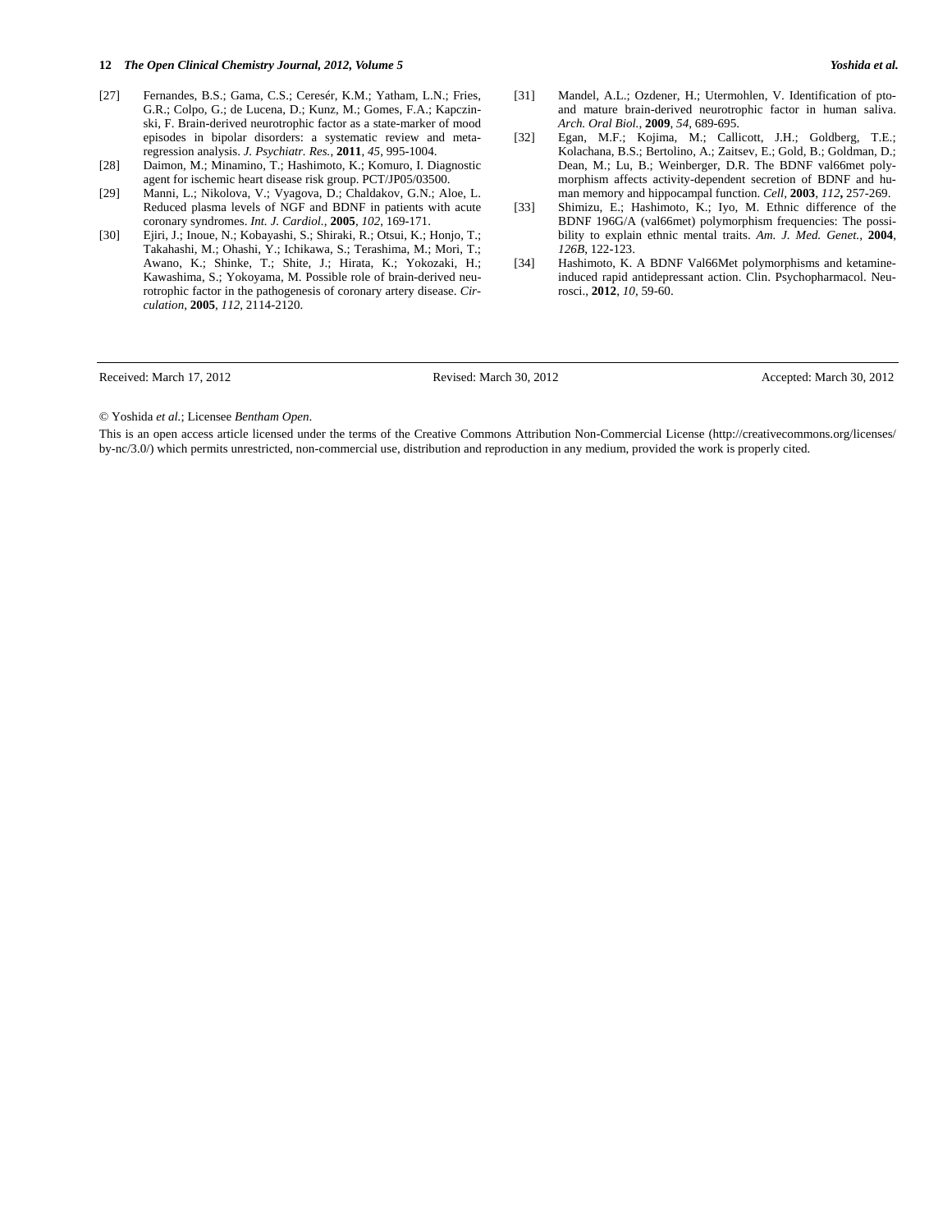[27] Fernandes, B.S.; Gama, C.S.; Ceresér, K.M.; Yatham, L.N.; Fries, G.R.; Colpo, G.; de Lucena, D.; Kunz, M.; Gomes, F.A.; Kapczinski, F. Brain-derived neurotrophic factor as a state-marker of mood episodes in bipolar disorders: a systematic review and meta-regression analysis. *J. Psychiatr. Res.*, **2011**, *45*, 995-1004.

[28] Daimon, M.; Minamino, T.; Hashimoto, K.; Komuro, I. Diagnostic agent for ischemic heart disease risk group. PCT/JP05/03500.

[29] Manni, L.; Nikolova, V.; Vyagova, D.; Chaldakov, G.N.; Aloe, L. Reduced plasma levels of NGF and BDNF in patients with acute coronary syndromes. *Int. J. Cardiol.*, **2005**, *102*, 169-171.

[30] Ejiri, J.; Inoue, N.; Kobayashi, S.; Shiraki, R.; Otsui, K.; Honjo, T.; Takahashi, M.; Ohashi, Y.; Ichikawa, S.; Terashima, M.; Mori, T.; Awano, K.; Shinke, T.; Shite, J.; Hirata, K.; Yokozaki, H.; Kawashima, S.; Yokoyama, M. Possible role of brain-derived neurotrophic factor in the pathogenesis of coronary artery disease. *Circulation*, **2005**, *112*, 2114-2120.

[31] Mandel, A.L.; Ozdener, H.; Utermohlen, V. Identification of pto- and mature brain-derived neurotrophic factor in human saliva. *Arch. Oral Biol.*, **2009**, *54*, 689-695.

[32] Egan, M.F.; Kojima, M.; Callicott, J.H.; Goldberg, T.E.; Kolachana, B.S.; Bertolino, A.; Zaitsev, E.; Gold, B.; Goldman, D.; Dean, M.; Lu, B.; Weinberger, D.R. The BDNF val66met polymorphism affects activity-dependent secretion of BDNF and human memory and hippocampal function. *Cell*, **2003**, *112*, 257-269.

[33] Shimizu, E.; Hashimoto, K.; Iyo, M. Ethnic difference of the BDNF 196G/A (val66met) polymorphism frequencies: The possibility to explain ethnic mental traits. *Am. J. Med. Genet.*, **2004**, *126B*, 122-123.

[34] Hashimoto, K. A BDNF Val66Met polymorphisms and ketamine-induced rapid antidepressant action. Clin. Psychopharmacol. Neurosci., **2012**, *10*, 59-60.

Received: March 17, 2012 Revised: March 30, 2012 Accepted: March 30, 2012

© Yoshida *et al.*; Licensee *Bentham Open*.

This is an open access article licensed under the terms of the Creative Commons Attribution Non-Commercial License (http://creativecommons.org/licenses/by-nc/3.0/) which permits unrestricted, non-commercial use, distribution and reproduction in any medium, provided the work is properly cited.